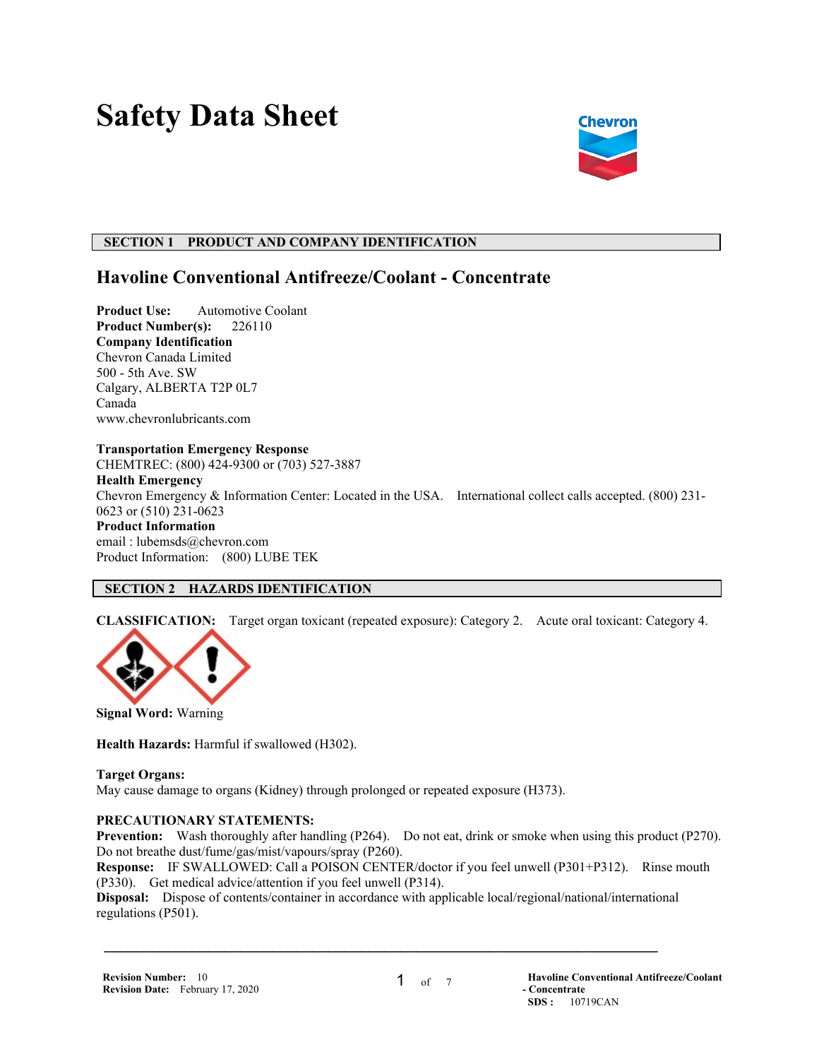# Safety Data Sheet

## SECTION 1 PRODUCT AND COMPANY IDENTIFICATION

### Havoline Conventional Antifreeze/Coolant - Concentrate

**Product Use:** Automotive Coolant
**Product Number(s):** 226110
**Company Identification**
Chevron Canada Limited
500 - 5th Ave. SW
Calgary, ALBERTA T2P 0L7
Canada
www.chevronlubricants.com

**Transportation Emergency Response**
CHEMTREC: (800) 424-9300 or (703) 527-3887
**Health Emergency**
Chevron Emergency & Information Center: Located in the USA. International collect calls accepted. (800) 231-0623 or (510) 231-0623
**Product Information**
email : lubemsds@chevron.com
Product Information: (800) LUBE TEK

## SECTION 2 HAZARDS IDENTIFICATION

**CLASSIFICATION:** Target organ toxicant (repeated exposure): Category 2. Acute oral toxicant: Category 4.

**Signal Word:** Warning

**Health Hazards:** Harmful if swallowed (H302).

**Target Organs:**
May cause damage to organs (Kidney) through prolonged or repeated exposure (H373).

**PRECAUTIONARY STATEMENTS:**
**Prevention:** Wash thoroughly after handling (P264). Do not eat, drink or smoke when using this product (P270). Do not breathe dust/fume/gas/mist/vapours/spray (P260).
**Response:** IF SWALLOWED: Call a POISON CENTER/doctor if you feel unwell (P301+P312). Rinse mouth (P330). Get medical advice/attention if you feel unwell (P314).
**Disposal:** Dispose of contents/container in accordance with applicable local/regional/national/international regulations (P501).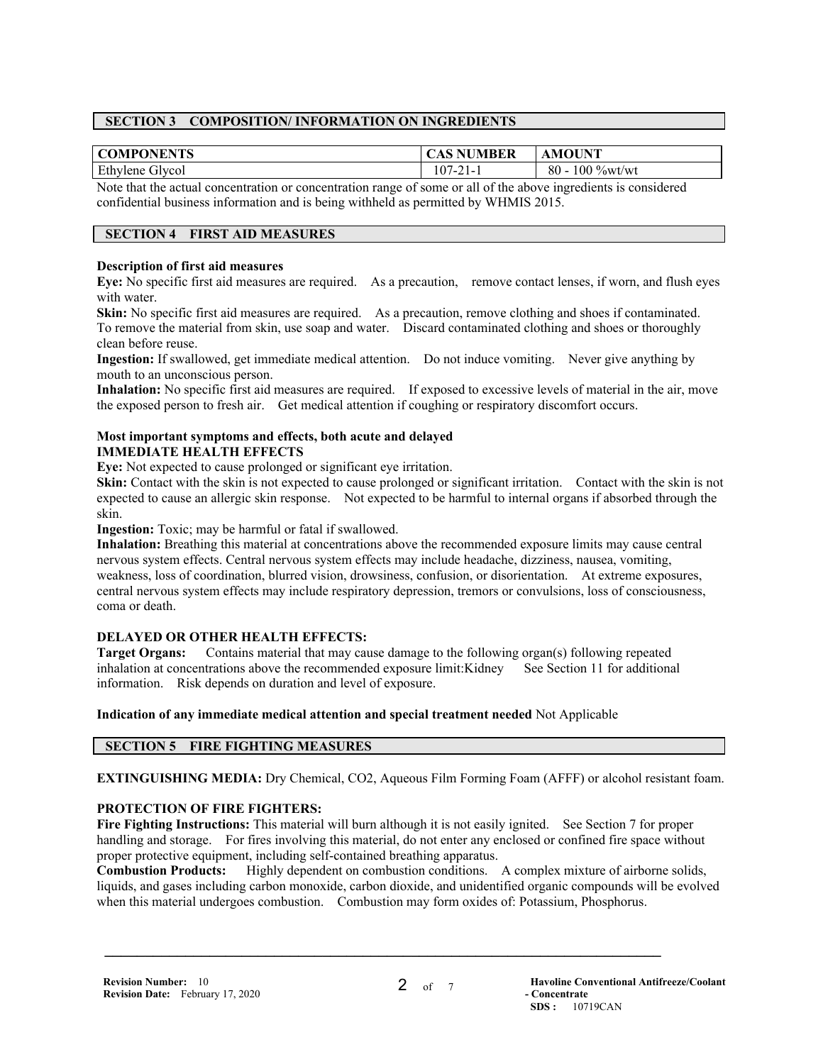## SECTION 3 COMPOSITION/ INFORMATION ON INGREDIENTS

| COMPONENTS | CAS NUMBER | AMOUNT |
|---|---|---|
| Ethylene Glycol | 107-21-1 | 80 - 100 %wt/wt |

Note that the actual concentration or concentration range of some or all of the above ingredients is considered confidential business information and is being withheld as permitted by WHMIS 2015.

## SECTION 4 FIRST AID MEASURES

**Description of first aid measures**

**Eye:** No specific first aid measures are required. As a precaution, remove contact lenses, if worn, and flush eyes with water.

**Skin:** No specific first aid measures are required. As a precaution, remove clothing and shoes if contaminated. To remove the material from skin, use soap and water. Discard contaminated clothing and shoes or thoroughly clean before reuse.

**Ingestion:** If swallowed, get immediate medical attention. Do not induce vomiting. Never give anything by mouth to an unconscious person.

**Inhalation:** No specific first aid measures are required. If exposed to excessive levels of material in the air, move the exposed person to fresh air. Get medical attention if coughing or respiratory discomfort occurs.

**Most important symptoms and effects, both acute and delayed**

**IMMEDIATE HEALTH EFFECTS**

**Eye:** Not expected to cause prolonged or significant eye irritation.

**Skin:** Contact with the skin is not expected to cause prolonged or significant irritation. Contact with the skin is not expected to cause an allergic skin response. Not expected to be harmful to internal organs if absorbed through the skin.

**Ingestion:** Toxic; may be harmful or fatal if swallowed.

**Inhalation:** Breathing this material at concentrations above the recommended exposure limits may cause central nervous system effects. Central nervous system effects may include headache, dizziness, nausea, vomiting, weakness, loss of coordination, blurred vision, drowsiness, confusion, or disorientation. At extreme exposures, central nervous system effects may include respiratory depression, tremors or convulsions, loss of consciousness, coma or death.

**DELAYED OR OTHER HEALTH EFFECTS:**

**Target Organs:** Contains material that may cause damage to the following organ(s) following repeated inhalation at concentrations above the recommended exposure limit:Kidney See Section 11 for additional information. Risk depends on duration and level of exposure.

**Indication of any immediate medical attention and special treatment needed** Not Applicable

## SECTION 5 FIRE FIGHTING MEASURES

**EXTINGUISHING MEDIA:** Dry Chemical, $CO_2$, Aqueous Film Forming Foam (AFFF) or alcohol resistant foam.

**PROTECTION OF FIRE FIGHTERS:**

**Fire Fighting Instructions:** This material will burn although it is not easily ignited. See Section 7 for proper handling and storage. For fires involving this material, do not enter any enclosed or confined fire space without proper protective equipment, including self-contained breathing apparatus.

**Combustion Products:** Highly dependent on combustion conditions. A complex mixture of airborne solids, liquids, and gases including carbon monoxide, carbon dioxide, and unidentified organic compounds will be evolved when this material undergoes combustion. Combustion may form oxides of: Potassium, Phosphorus.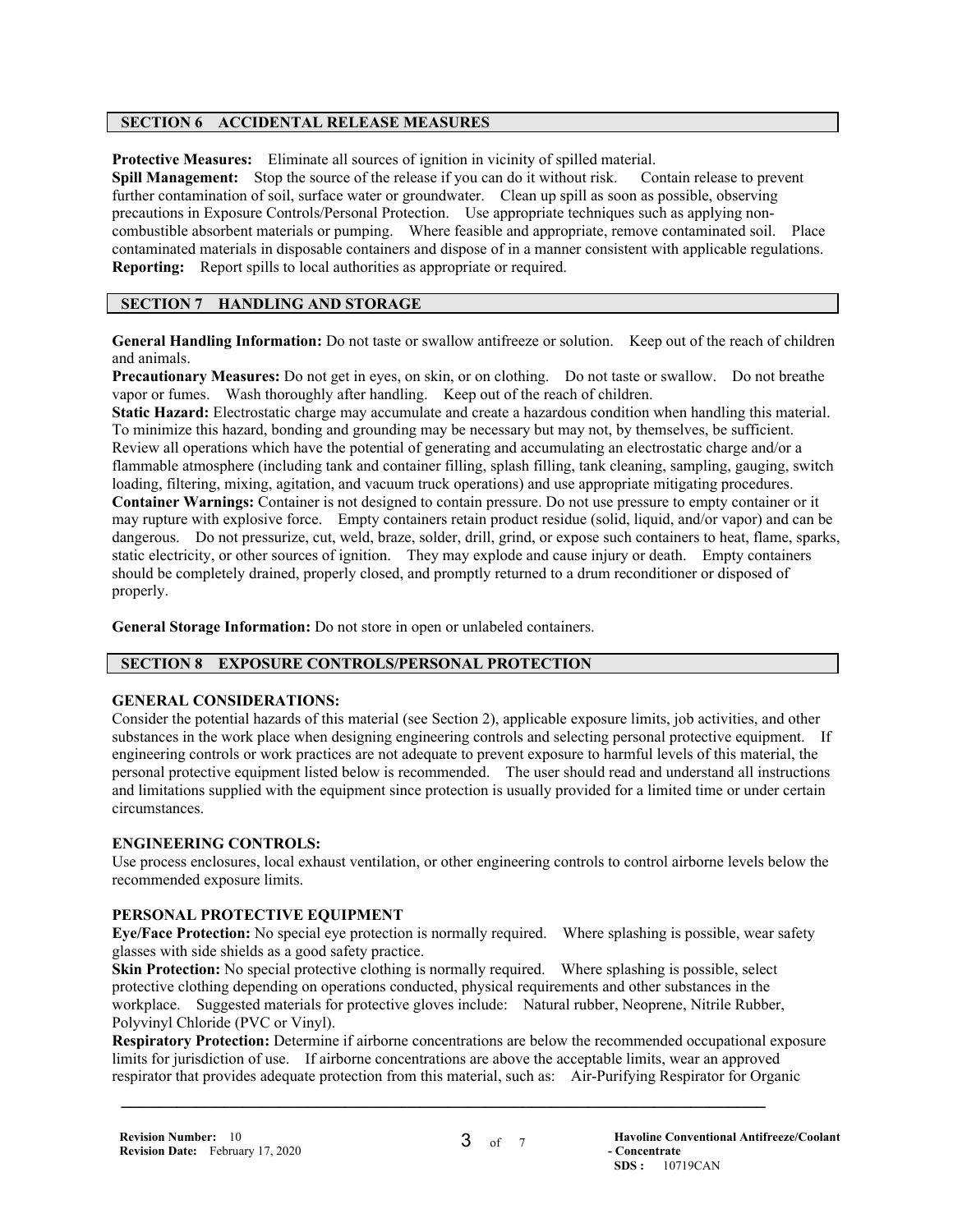## SECTION 6 ACCIDENTAL RELEASE MEASURES

**Protective Measures:** Eliminate all sources of ignition in vicinity of spilled material.
**Spill Management:** Stop the source of the release if you can do it without risk. Contain release to prevent further contamination of soil, surface water or groundwater. Clean up spill as soon as possible, observing precautions in Exposure Controls/Personal Protection. Use appropriate techniques such as applying non-combustible absorbent materials or pumping. Where feasible and appropriate, remove contaminated soil. Place contaminated materials in disposable containers and dispose of in a manner consistent with applicable regulations.
**Reporting:** Report spills to local authorities as appropriate or required.

## SECTION 7 HANDLING AND STORAGE

**General Handling Information:** Do not taste or swallow antifreeze or solution. Keep out of the reach of children and animals.
**Precautionary Measures:** Do not get in eyes, on skin, or on clothing. Do not taste or swallow. Do not breathe vapor or fumes. Wash thoroughly after handling. Keep out of the reach of children.
**Static Hazard:** Electrostatic charge may accumulate and create a hazardous condition when handling this material. To minimize this hazard, bonding and grounding may be necessary but may not, by themselves, be sufficient. Review all operations which have the potential of generating and accumulating an electrostatic charge and/or a flammable atmosphere (including tank and container filling, splash filling, tank cleaning, sampling, gauging, switch loading, filtering, mixing, agitation, and vacuum truck operations) and use appropriate mitigating procedures.
**Container Warnings:** Container is not designed to contain pressure. Do not use pressure to empty container or it may rupture with explosive force. Empty containers retain product residue (solid, liquid, and/or vapor) and can be dangerous. Do not pressurize, cut, weld, braze, solder, drill, grind, or expose such containers to heat, flame, sparks, static electricity, or other sources of ignition. They may explode and cause injury or death. Empty containers should be completely drained, properly closed, and promptly returned to a drum reconditioner or disposed of properly.

**General Storage Information:** Do not store in open or unlabeled containers.

## SECTION 8 EXPOSURE CONTROLS/PERSONAL PROTECTION

### GENERAL CONSIDERATIONS:

Consider the potential hazards of this material (see Section 2), applicable exposure limits, job activities, and other substances in the work place when designing engineering controls and selecting personal protective equipment. If engineering controls or work practices are not adequate to prevent exposure to harmful levels of this material, the personal protective equipment listed below is recommended. The user should read and understand all instructions and limitations supplied with the equipment since protection is usually provided for a limited time or under certain circumstances.

### ENGINEERING CONTROLS:

Use process enclosures, local exhaust ventilation, or other engineering controls to control airborne levels below the recommended exposure limits.

### PERSONAL PROTECTIVE EQUIPMENT

**Eye/Face Protection:** No special eye protection is normally required. Where splashing is possible, wear safety glasses with side shields as a good safety practice.
**Skin Protection:** No special protective clothing is normally required. Where splashing is possible, select protective clothing depending on operations conducted, physical requirements and other substances in the workplace. Suggested materials for protective gloves include: Natural rubber, Neoprene, Nitrile Rubber, Polyvinyl Chloride (PVC or Vinyl).
**Respiratory Protection:** Determine if airborne concentrations are below the recommended occupational exposure limits for jurisdiction of use. If airborne concentrations are above the acceptable limits, wear an approved respirator that provides adequate protection from this material, such as: Air-Purifying Respirator for Organic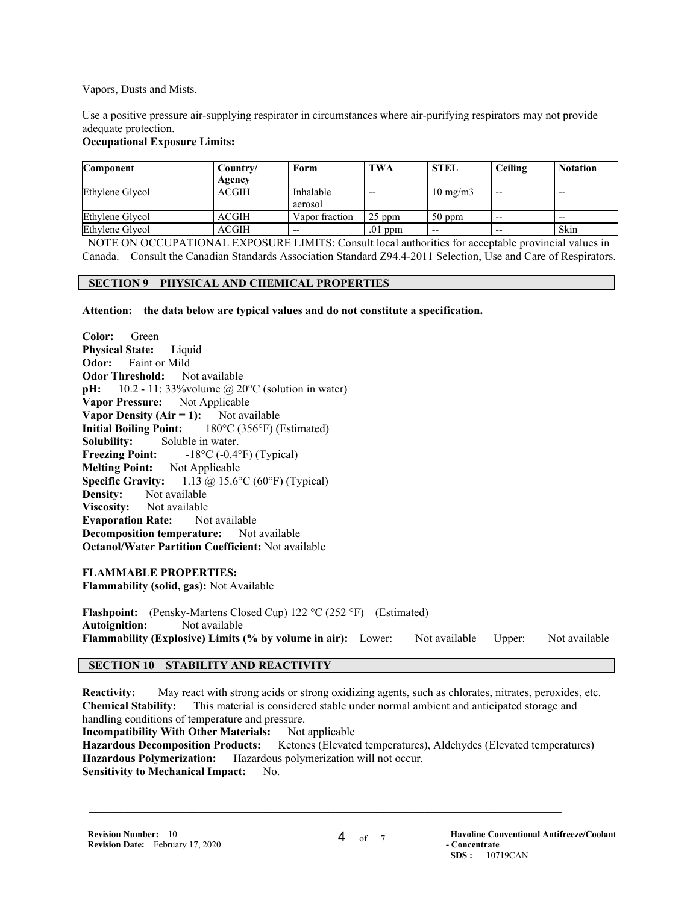Vapors, Dusts and Mists.

Use a positive pressure air-supplying respirator in circumstances where air-purifying respirators may not provide adequate protection.

**Occupational Exposure Limits:**

| Component | Country/ Agency | Form | TWA | STEL | Ceiling | Notation |
|---|---|---|---|---|---|---|
| Ethylene Glycol | ACGIH | Inhalable aerosol | -- | 10 mg/m3 | -- | -- |
| Ethylene Glycol | ACGIH | Vapor fraction | 25 ppm | 50 ppm | -- | -- |
| Ethylene Glycol | ACGIH | -- | .01 ppm | -- | -- | Skin |

NOTE ON OCCUPATIONAL EXPOSURE LIMITS: Consult local authorities for acceptable provincial values in Canada. Consult the Canadian Standards Association Standard Z94.4-2011 Selection, Use and Care of Respirators.

## SECTION 9 PHYSICAL AND CHEMICAL PROPERTIES

**Attention: the data below are typical values and do not constitute a specification.**

**Color:** Green
**Physical State:** Liquid
**Odor:** Faint or Mild
**Odor Threshold:** Not available
**pH:** 10.2 - 11; 33%volume @ 20°C (solution in water)
**Vapor Pressure:** Not Applicable
**Vapor Density (Air = 1):** Not available
**Initial Boiling Point:** 180°C (356°F) (Estimated)
**Solubility:** Soluble in water.
**Freezing Point:** -18°C (-0.4°F) (Typical)
**Melting Point:** Not Applicable
**Specific Gravity:** 1.13 @ 15.6°C (60°F) (Typical)
**Density:** Not available
**Viscosity:** Not available
**Evaporation Rate:** Not available
**Decomposition temperature:** Not available
**Octanol/Water Partition Coefficient:** Not available

**FLAMMABLE PROPERTIES:**
**Flammability (solid, gas):** Not Available

**Flashpoint:** (Pensky-Martens Closed Cup) 122 °C (252 °F) (Estimated)
**Autoignition:** Not available
**Flammability (Explosive) Limits (% by volume in air):** Lower: Not available Upper: Not available

## SECTION 10 STABILITY AND REACTIVITY

**Reactivity:** May react with strong acids or strong oxidizing agents, such as chlorates, nitrates, peroxides, etc.
**Chemical Stability:** This material is considered stable under normal ambient and anticipated storage and handling conditions of temperature and pressure.
**Incompatibility With Other Materials:** Not applicable
**Hazardous Decomposition Products:** Ketones (Elevated temperatures), Aldehydes (Elevated temperatures)
**Hazardous Polymerization:** Hazardous polymerization will not occur.
**Sensitivity to Mechanical Impact:** No.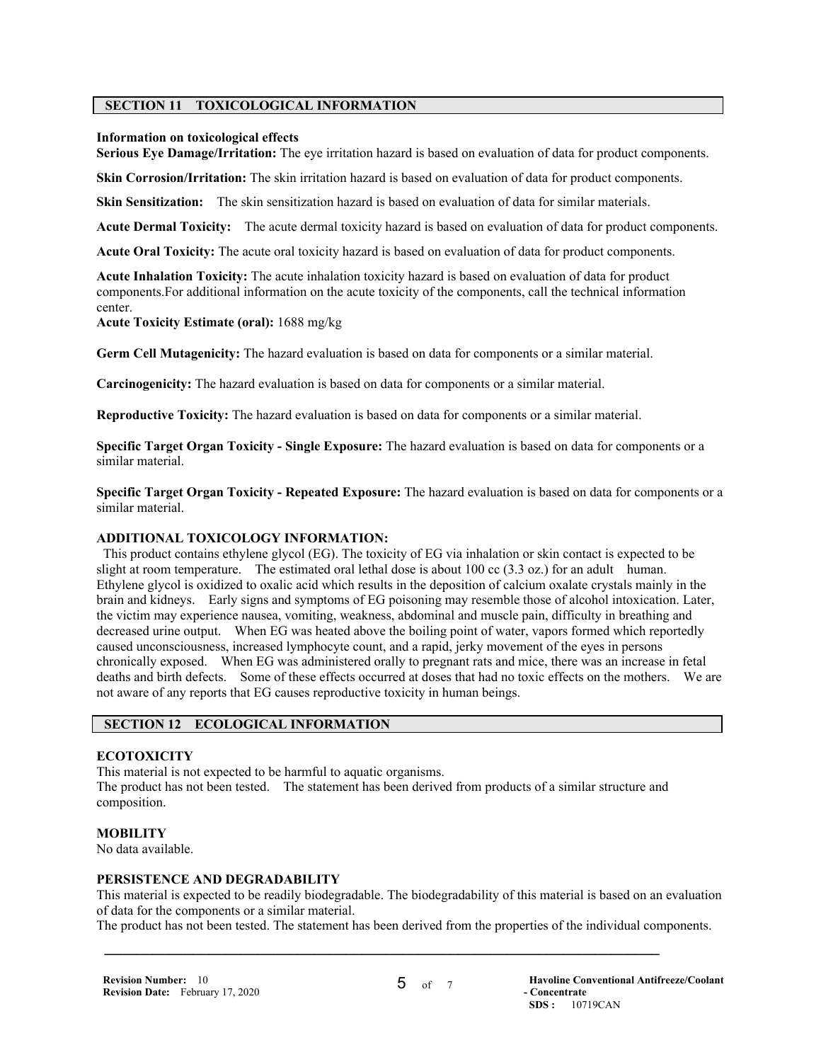## SECTION 11 TOXICOLOGICAL INFORMATION

**Information on toxicological effects**

**Serious Eye Damage/Irritation:** The eye irritation hazard is based on evaluation of data for product components.

**Skin Corrosion/Irritation:** The skin irritation hazard is based on evaluation of data for product components.

**Skin Sensitization:** The skin sensitization hazard is based on evaluation of data for similar materials.

**Acute Dermal Toxicity:** The acute dermal toxicity hazard is based on evaluation of data for product components.

**Acute Oral Toxicity:** The acute oral toxicity hazard is based on evaluation of data for product components.

**Acute Inhalation Toxicity:** The acute inhalation toxicity hazard is based on evaluation of data for product components.For additional information on the acute toxicity of the components, call the technical information center.

**Acute Toxicity Estimate (oral):** 1688 mg/kg

**Germ Cell Mutagenicity:** The hazard evaluation is based on data for components or a similar material.

**Carcinogenicity:** The hazard evaluation is based on data for components or a similar material.

**Reproductive Toxicity:** The hazard evaluation is based on data for components or a similar material.

**Specific Target Organ Toxicity - Single Exposure:** The hazard evaluation is based on data for components or a similar material.

**Specific Target Organ Toxicity - Repeated Exposure:** The hazard evaluation is based on data for components or a similar material.

**ADDITIONAL TOXICOLOGY INFORMATION:**

This product contains ethylene glycol (EG). The toxicity of EG via inhalation or skin contact is expected to be slight at room temperature. The estimated oral lethal dose is about 100 cc (3.3 oz.) for an adult human. Ethylene glycol is oxidized to oxalic acid which results in the deposition of calcium oxalate crystals mainly in the brain and kidneys. Early signs and symptoms of EG poisoning may resemble those of alcohol intoxication. Later, the victim may experience nausea, vomiting, weakness, abdominal and muscle pain, difficulty in breathing and decreased urine output. When EG was heated above the boiling point of water, vapors formed which reportedly caused unconsciousness, increased lymphocyte count, and a rapid, jerky movement of the eyes in persons chronically exposed. When EG was administered orally to pregnant rats and mice, there was an increase in fetal deaths and birth defects. Some of these effects occurred at doses that had no toxic effects on the mothers. We are not aware of any reports that EG causes reproductive toxicity in human beings.

## SECTION 12 ECOLOGICAL INFORMATION

**ECOTOXICITY**

This material is not expected to be harmful to aquatic organisms.
The product has not been tested. The statement has been derived from products of a similar structure and composition.

**MOBILITY**

No data available.

**PERSISTENCE AND DEGRADABILITY**

This material is expected to be readily biodegradable. The biodegradability of this material is based on an evaluation of data for the components or a similar material.
The product has not been tested. The statement has been derived from the properties of the individual components.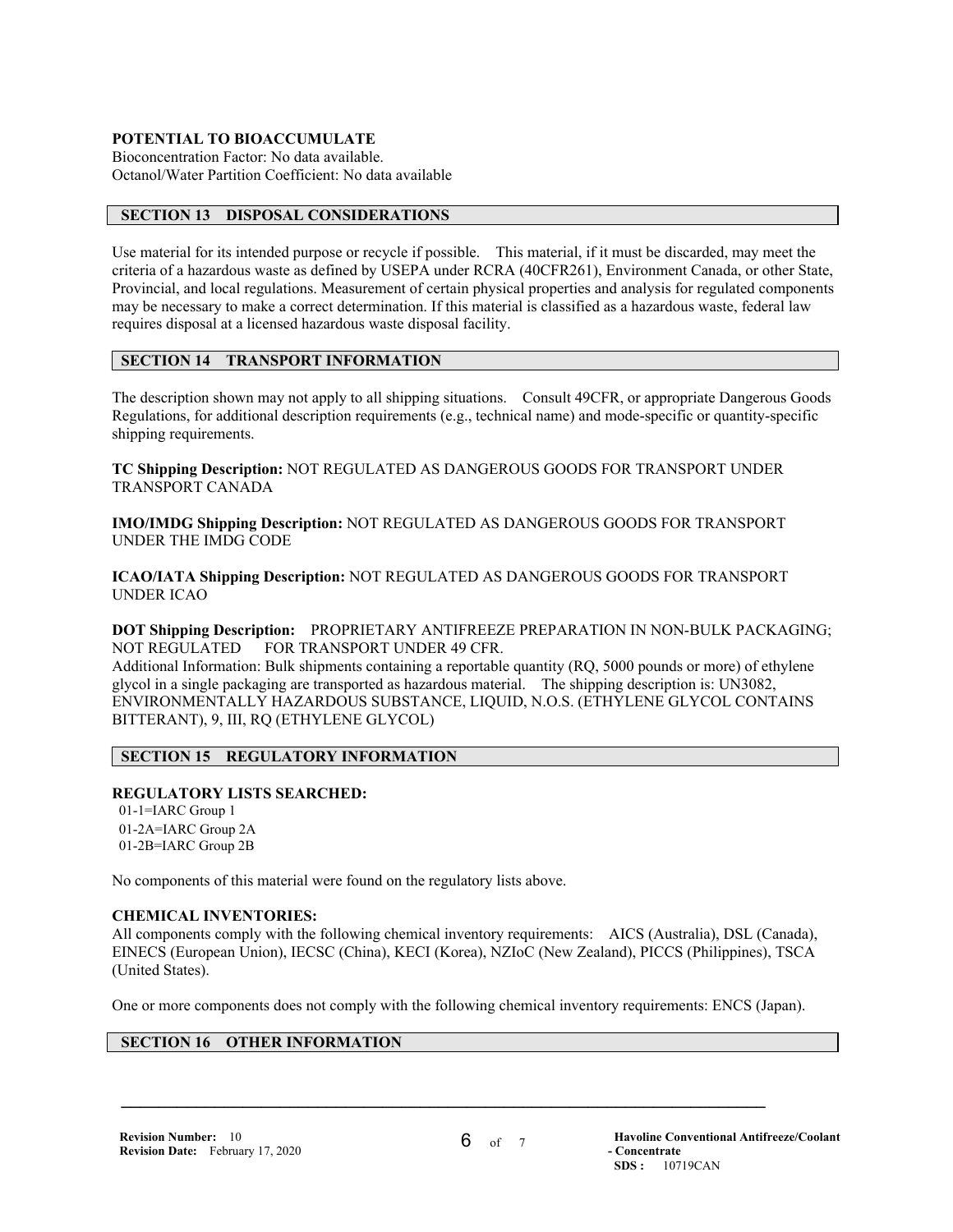**POTENTIAL TO BIOACCUMULATE**

Bioconcentration Factor: No data available.
Octanol/Water Partition Coefficient: No data available

## SECTION 13 DISPOSAL CONSIDERATIONS

Use material for its intended purpose or recycle if possible. This material, if it must be discarded, may meet the criteria of a hazardous waste as defined by USEPA under RCRA (40CFR261), Environment Canada, or other State, Provincial, and local regulations. Measurement of certain physical properties and analysis for regulated components may be necessary to make a correct determination. If this material is classified as a hazardous waste, federal law requires disposal at a licensed hazardous waste disposal facility.

## SECTION 14 TRANSPORT INFORMATION

The description shown may not apply to all shipping situations. Consult 49CFR, or appropriate Dangerous Goods Regulations, for additional description requirements (e.g., technical name) and mode-specific or quantity-specific shipping requirements.

**TC Shipping Description:** NOT REGULATED AS DANGEROUS GOODS FOR TRANSPORT UNDER TRANSPORT CANADA

**IMO/IMDG Shipping Description:** NOT REGULATED AS DANGEROUS GOODS FOR TRANSPORT UNDER THE IMDG CODE

**ICAO/IATA Shipping Description:** NOT REGULATED AS DANGEROUS GOODS FOR TRANSPORT UNDER ICAO

**DOT Shipping Description:** PROPRIETARY ANTIFREEZE PREPARATION IN NON-BULK PACKAGING; NOT REGULATED FOR TRANSPORT UNDER 49 CFR.
Additional Information: Bulk shipments containing a reportable quantity (RQ, 5000 pounds or more) of ethylene glycol in a single packaging are transported as hazardous material. The shipping description is: UN3082, ENVIRONMENTALLY HAZARDOUS SUBSTANCE, LIQUID, N.O.S. (ETHYLENE GLYCOL CONTAINS BITTERANT), 9, III, RQ (ETHYLENE GLYCOL)

## SECTION 15 REGULATORY INFORMATION

**REGULATORY LISTS SEARCHED:**

01-1=IARC Group 1
01-2A=IARC Group 2A
01-2B=IARC Group 2B

No components of this material were found on the regulatory lists above.

**CHEMICAL INVENTORIES:**

All components comply with the following chemical inventory requirements: AICS (Australia), DSL (Canada), EINECS (European Union), IECSC (China), KECI (Korea), NZIoC (New Zealand), PICCS (Philippines), TSCA (United States).

One or more components does not comply with the following chemical inventory requirements: ENCS (Japan).

## SECTION 16 OTHER INFORMATION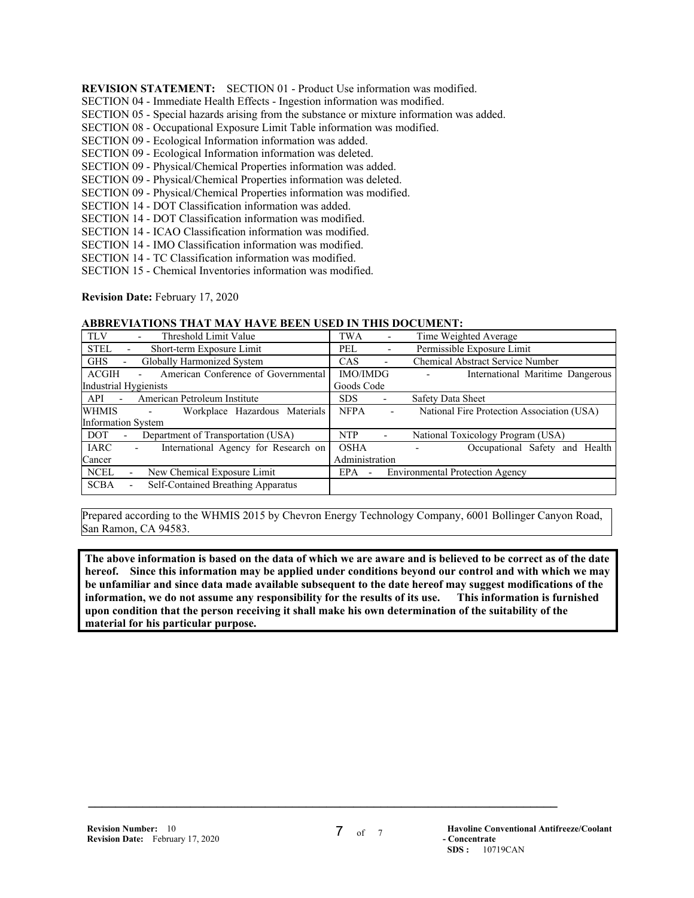**REVISION STATEMENT:** SECTION 01 - Product Use information was modified.
SECTION 04 - Immediate Health Effects - Ingestion information was modified.
SECTION 05 - Special hazards arising from the substance or mixture information was added.
SECTION 08 - Occupational Exposure Limit Table information was modified.
SECTION 09 - Ecological Information information was added.
SECTION 09 - Ecological Information information was deleted.
SECTION 09 - Physical/Chemical Properties information was added.
SECTION 09 - Physical/Chemical Properties information was deleted.
SECTION 09 - Physical/Chemical Properties information was modified.
SECTION 14 - DOT Classification information was added.
SECTION 14 - DOT Classification information was modified.
SECTION 14 - ICAO Classification information was modified.
SECTION 14 - IMO Classification information was modified.
SECTION 14 - TC Classification information was modified.
SECTION 15 - Chemical Inventories information was modified.

**Revision Date:** February 17, 2020

**ABBREVIATIONS THAT MAY HAVE BEEN USED IN THIS DOCUMENT:**

| | |
|---|---|
| TLV - Threshold Limit Value | TWA - Time Weighted Average |
| STEL - Short-term Exposure Limit | PEL - Permissible Exposure Limit |
| GHS - Globally Harmonized System | CAS - Chemical Abstract Service Number |
| ACGIH - American Conference of Governmental Industrial Hygienists | IMO/IMDG - International Maritime Dangerous Goods Code |
| API - American Petroleum Institute | SDS - Safety Data Sheet |
| WHMIS - Workplace Hazardous Materials Information System | NFPA - National Fire Protection Association (USA) |
| DOT - Department of Transportation (USA) | NTP - National Toxicology Program (USA) |
| IARC - International Agency for Research on Cancer | OSHA - Occupational Safety and Health Administration |
| NCEL - New Chemical Exposure Limit | EPA - Environmental Protection Agency |
| SCBA - Self-Contained Breathing Apparatus | |

Prepared according to the WHMIS 2015 by Chevron Energy Technology Company, 6001 Bollinger Canyon Road, San Ramon, CA 94583.

**The above information is based on the data of which we are aware and is believed to be correct as of the date hereof. Since this information may be applied under conditions beyond our control and with which we may be unfamiliar and since data made available subsequent to the date hereof may suggest modifications of the information, we do not assume any responsibility for the results of its use. This information is furnished upon condition that the person receiving it shall make his own determination of the suitability of the material for his particular purpose.**